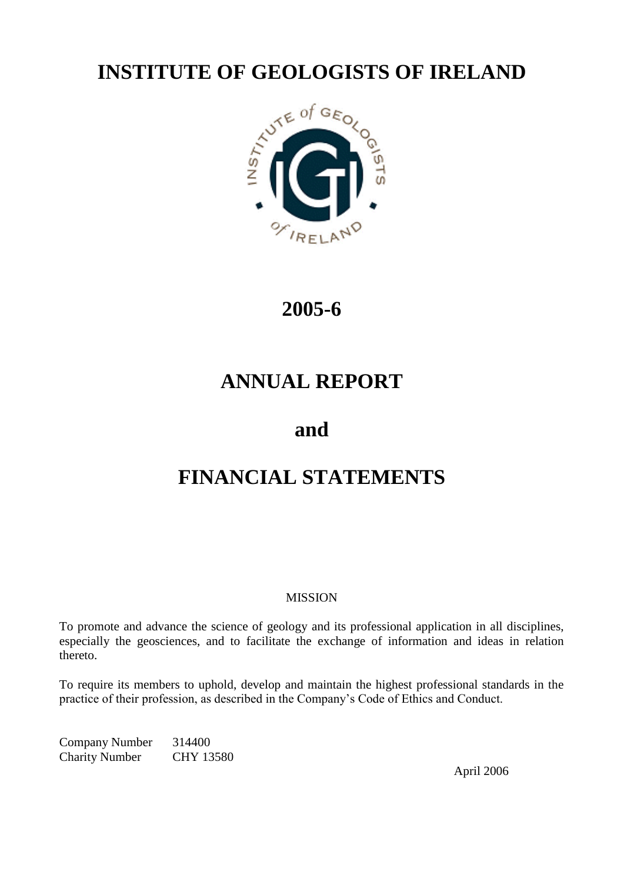# INSTITUTE OF GEOLOGISTS OF IRELAND

# 2005-6

# ANNUAL REPORT

# and

# FINANCIAL STATEMENTS

MISSION

To promote and advance the science of geology and its professional application in all disciplines, especially the geosciences, and to facilitate the exchange of information and ideas in relation thereto.

To require its members to uphold, develop and maintain the highest professional standards in the practice of their profession, as described in the Company's Code of Ethics and Conduct.

Company Number 314400
Charity Number CHY 13580

April 2006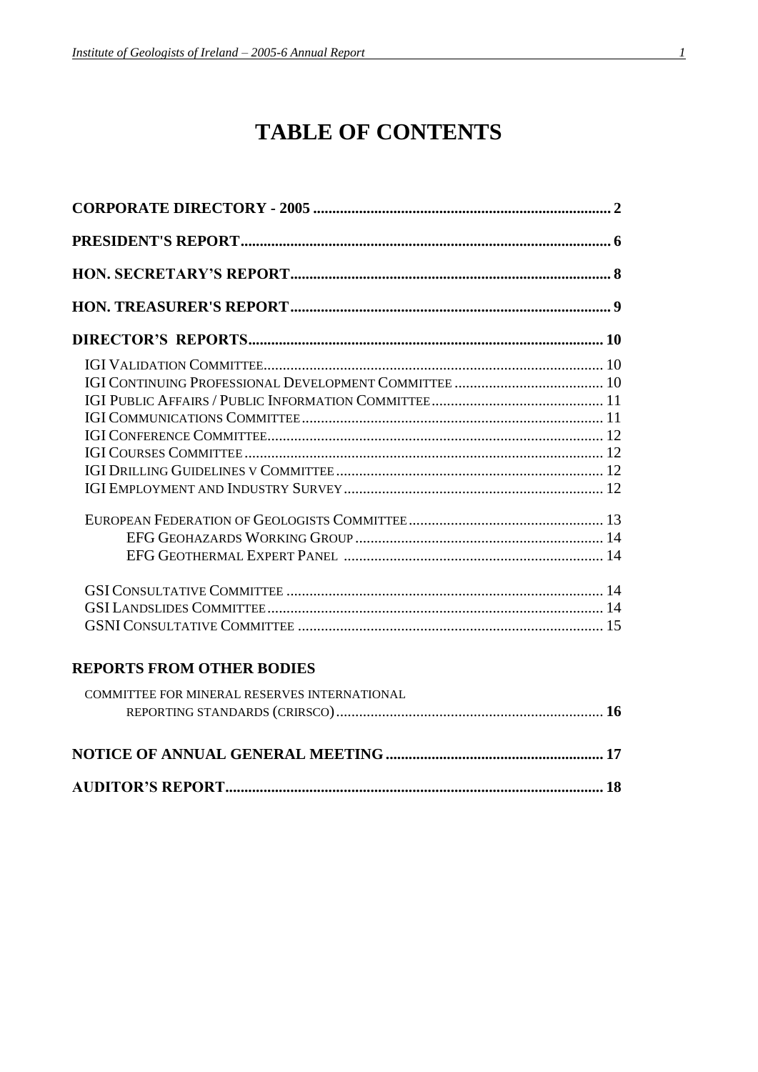# TABLE OF CONTENTS

**CORPORATE DIRECTORY - 2005** .......... **2**

**PRESIDENT'S REPORT** .......... **6**

**HON. SECRETARY'S REPORT** .......... **8**

**HON. TREASURER'S REPORT** .......... **9**

**DIRECTOR'S REPORTS** .......... **10**

- IGI Validation Committee .......... 10
- IGI Continuing Professional Development Committee .......... 10
- IGI Public Affairs / Public Information Committee .......... 11
- IGI Communications Committee .......... 11
- IGI Conference Committee .......... 12
- IGI Courses Committee .......... 12
- IGI Drilling Guidelines v Committee .......... 12
- IGI Employment and Industry Survey .......... 12

- European Federation of Geologists Committee .......... 13
  - EFG Geohazards Working Group .......... 14
  - EFG Geothermal Expert Panel .......... 14

- GSI Consultative Committee .......... 14
- GSI Landslides Committee .......... 14
- GSNI Consultative Committee .......... 15

**REPORTS FROM OTHER BODIES**

- Committee for Mineral Reserves International Reporting Standards (CRIRSCO) .......... **16**

**NOTICE OF ANNUAL GENERAL MEETING** .......... **17**

**AUDITOR'S REPORT** .......... **18**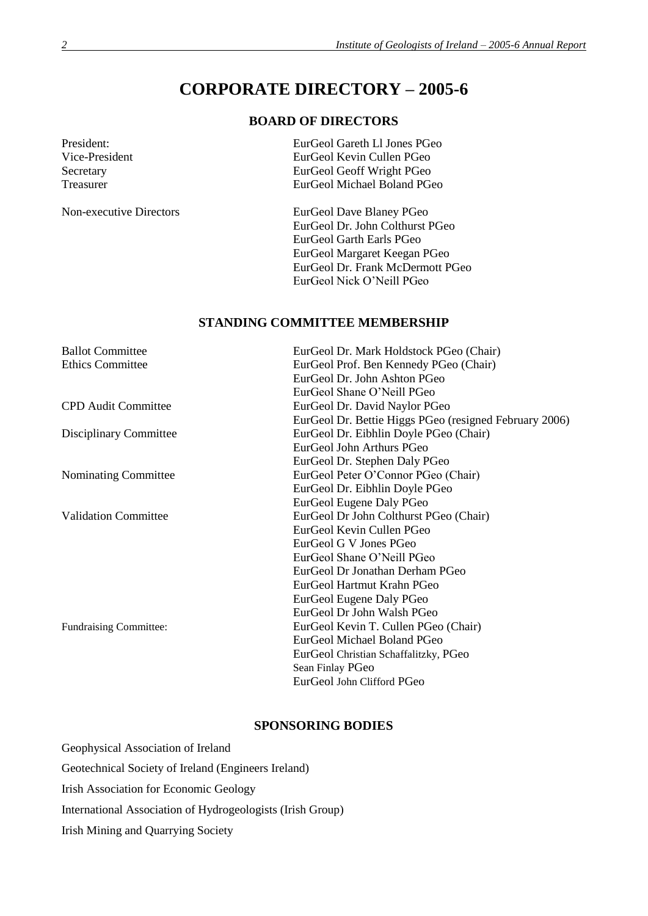# CORPORATE DIRECTORY – 2005-6

## BOARD OF DIRECTORS

| | |
|---|---|
| President: | EurGeol Gareth Ll Jones PGeo |
| Vice-President | EurGeol Kevin Cullen PGeo |
| Secretary | EurGeol Geoff Wright PGeo |
| Treasurer | EurGeol Michael Boland PGeo |
| Non-executive Directors | EurGeol Dave Blaney PGeo |
| | EurGeol Dr. John Colthurst PGeo |
| | EurGeol Garth Earls PGeo |
| | EurGeol Margaret Keegan PGeo |
| | EurGeol Dr. Frank McDermott PGeo |
| | EurGeol Nick O'Neill PGeo |

## STANDING COMMITTEE MEMBERSHIP

| | |
|---|---|
| Ballot Committee | EurGeol Dr. Mark Holdstock PGeo (Chair) |
| Ethics Committee | EurGeol Prof. Ben Kennedy PGeo (Chair) |
| | EurGeol Dr. John Ashton PGeo |
| | EurGeol Shane O'Neill PGeo |
| CPD Audit Committee | EurGeol Dr. David Naylor PGeo |
| | EurGeol Dr. Bettie Higgs PGeo (resigned February 2006) |
| Disciplinary Committee | EurGeol Dr. Eibhlin Doyle PGeo (Chair) |
| | EurGeol John Arthurs PGeo |
| | EurGeol Dr. Stephen Daly PGeo |
| Nominating Committee | EurGeol Peter O'Connor PGeo (Chair) |
| | EurGeol Dr. Eibhlin Doyle PGeo |
| | EurGeol Eugene Daly PGeo |
| Validation Committee | EurGeol Dr John Colthurst PGeo (Chair) |
| | EurGeol Kevin Cullen PGeo |
| | EurGeol G V Jones PGeo |
| | EurGeol Shane O'Neill PGeo |
| | EurGeol Dr Jonathan Derham PGeo |
| | EurGeol Hartmut Krahn PGeo |
| | EurGeol Eugene Daly PGeo |
| | EurGeol Dr John Walsh PGeo |
| Fundraising Committee: | EurGeol Kevin T. Cullen PGeo (Chair) |
| | EurGeol Michael Boland PGeo |
| | EurGeol Christian Schaffalitzky, PGeo |
| | Sean Finlay PGeo |
| | EurGeol John Clifford PGeo |

## SPONSORING BODIES

Geophysical Association of Ireland

Geotechnical Society of Ireland (Engineers Ireland)

Irish Association for Economic Geology

International Association of Hydrogeologists (Irish Group)

Irish Mining and Quarrying Society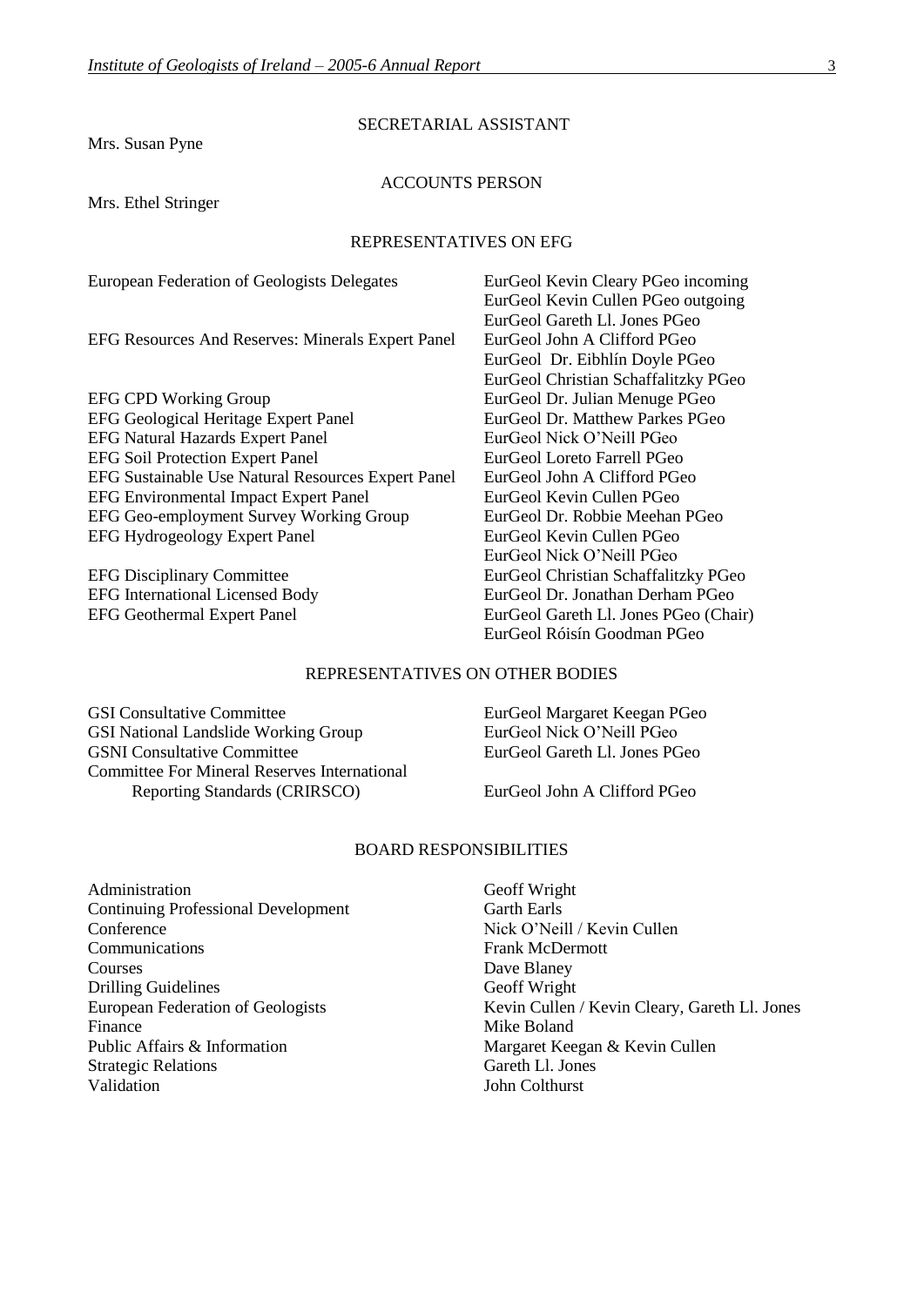## SECRETARIAL ASSISTANT

Mrs. Susan Pyne

## ACCOUNTS PERSON

Mrs. Ethel Stringer

## REPRESENTATIVES ON EFG

| | |
|---|---|
| European Federation of Geologists Delegates | EurGeol Kevin Cleary PGeo incoming<br>EurGeol Kevin Cullen PGeo outgoing<br>EurGeol Gareth Ll. Jones PGeo |
| EFG Resources And Reserves: Minerals Expert Panel | EurGeol John A Clifford PGeo<br>EurGeol Dr. Eibhlín Doyle PGeo<br>EurGeol Christian Schaffalitzky PGeo |
| EFG CPD Working Group | EurGeol Dr. Julian Menuge PGeo |
| EFG Geological Heritage Expert Panel | EurGeol Dr. Matthew Parkes PGeo |
| EFG Natural Hazards Expert Panel | EurGeol Nick O'Neill PGeo |
| EFG Soil Protection Expert Panel | EurGeol Loreto Farrell PGeo |
| EFG Sustainable Use Natural Resources Expert Panel | EurGeol John A Clifford PGeo |
| EFG Environmental Impact Expert Panel | EurGeol Kevin Cullen PGeo |
| EFG Geo-employment Survey Working Group | EurGeol Dr. Robbie Meehan PGeo |
| EFG Hydrogeology Expert Panel | EurGeol Kevin Cullen PGeo<br>EurGeol Nick O'Neill PGeo |
| EFG Disciplinary Committee | EurGeol Christian Schaffalitzky PGeo |
| EFG International Licensed Body | EurGeol Dr. Jonathan Derham PGeo |
| EFG Geothermal Expert Panel | EurGeol Gareth Ll. Jones PGeo (Chair)<br>EurGeol Róisín Goodman PGeo |

## REPRESENTATIVES ON OTHER BODIES

| | |
|---|---|
| GSI Consultative Committee | EurGeol Margaret Keegan PGeo |
| GSI National Landslide Working Group | EurGeol Nick O'Neill PGeo |
| GSNI Consultative Committee | EurGeol Gareth Ll. Jones PGeo |
| Committee For Mineral Reserves International Reporting Standards (CRIRSCO) | EurGeol John A Clifford PGeo |

## BOARD RESPONSIBILITIES

| | |
|---|---|
| Administration | Geoff Wright |
| Continuing Professional Development | Garth Earls |
| Conference | Nick O'Neill / Kevin Cullen |
| Communications | Frank McDermott |
| Courses | Dave Blaney |
| Drilling Guidelines | Geoff Wright |
| European Federation of Geologists | Kevin Cullen / Kevin Cleary, Gareth Ll. Jones |
| Finance | Mike Boland |
| Public Affairs & Information | Margaret Keegan & Kevin Cullen |
| Strategic Relations | Gareth Ll. Jones |
| Validation | John Colthurst |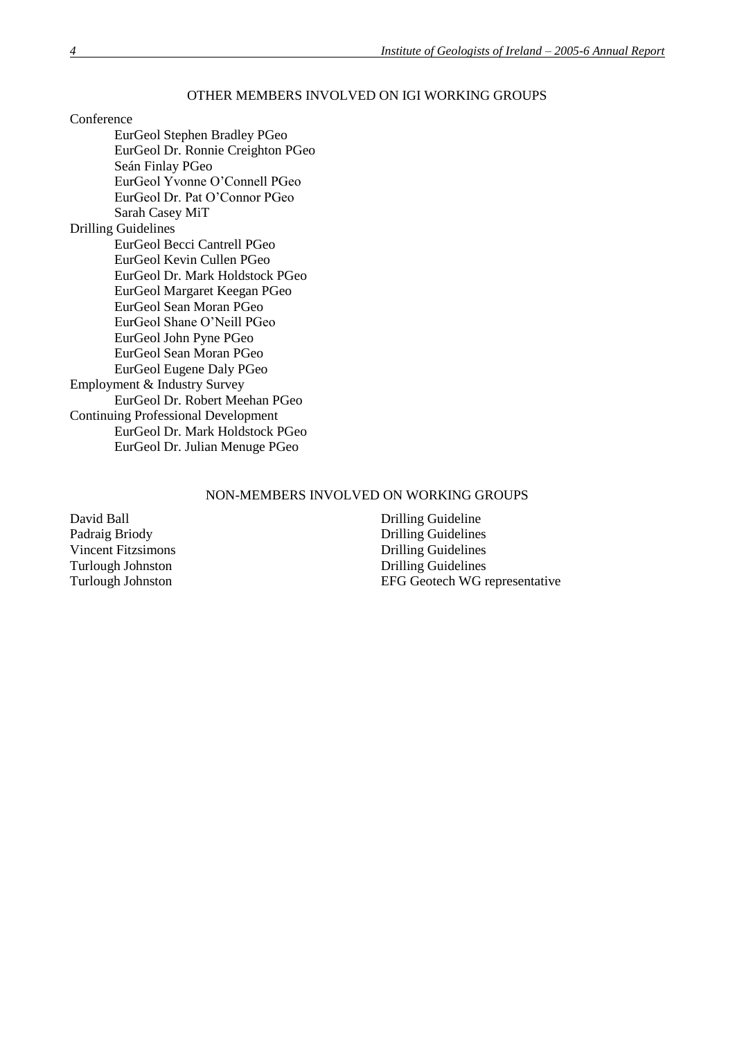## OTHER MEMBERS INVOLVED ON IGI WORKING GROUPS

Conference

- EurGeol Stephen Bradley PGeo
- EurGeol Dr. Ronnie Creighton PGeo
- Seán Finlay PGeo
- EurGeol Yvonne O'Connell PGeo
- EurGeol Dr. Pat O'Connor PGeo
- Sarah Casey MiT

Drilling Guidelines

- EurGeol Becci Cantrell PGeo
- EurGeol Kevin Cullen PGeo
- EurGeol Dr. Mark Holdstock PGeo
- EurGeol Margaret Keegan PGeo
- EurGeol Sean Moran PGeo
- EurGeol Shane O'Neill PGeo
- EurGeol John Pyne PGeo
- EurGeol Sean Moran PGeo
- EurGeol Eugene Daly PGeo

Employment & Industry Survey

- EurGeol Dr. Robert Meehan PGeo

Continuing Professional Development

- EurGeol Dr. Mark Holdstock PGeo
- EurGeol Dr. Julian Menuge PGeo

## NON-MEMBERS INVOLVED ON WORKING GROUPS

| | |
|---|---|
| David Ball | Drilling Guideline |
| Padraig Briody | Drilling Guidelines |
| Vincent Fitzsimons | Drilling Guidelines |
| Turlough Johnston | Drilling Guidelines |
| Turlough Johnston | EFG Geotech WG representative |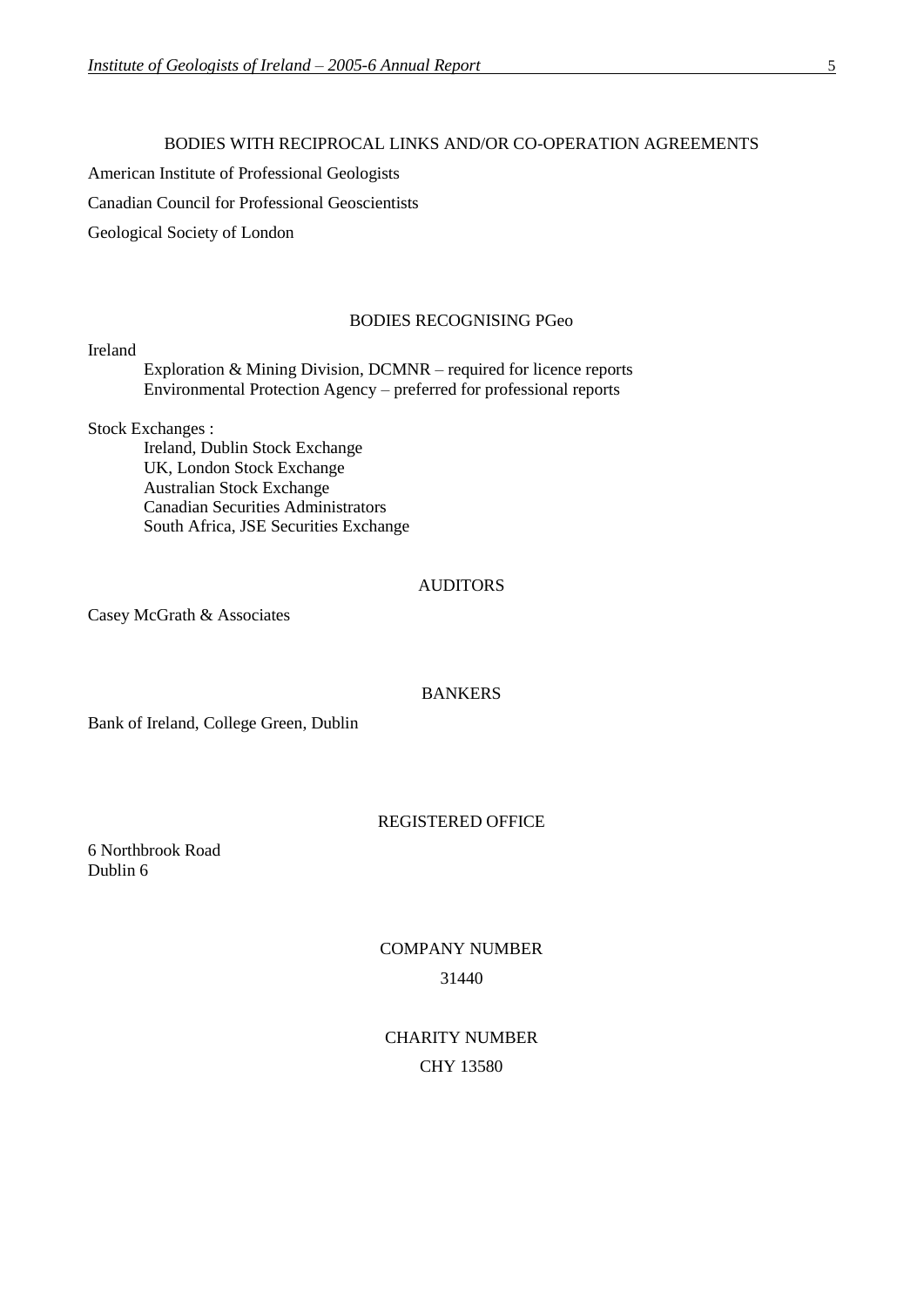## BODIES WITH RECIPROCAL LINKS AND/OR CO-OPERATION AGREEMENTS

American Institute of Professional Geologists

Canadian Council for Professional Geoscientists

Geological Society of London

## BODIES RECOGNISING PGeo

Ireland

- Exploration & Mining Division, DCMNR – required for licence reports
- Environmental Protection Agency – preferred for professional reports

Stock Exchanges :

- Ireland, Dublin Stock Exchange
- UK, London Stock Exchange
- Australian Stock Exchange
- Canadian Securities Administrators
- South Africa, JSE Securities Exchange

## AUDITORS

Casey McGrath & Associates

## BANKERS

Bank of Ireland, College Green, Dublin

## REGISTERED OFFICE

6 Northbrook Road
Dublin 6

## COMPANY NUMBER

31440

## CHARITY NUMBER

CHY 13580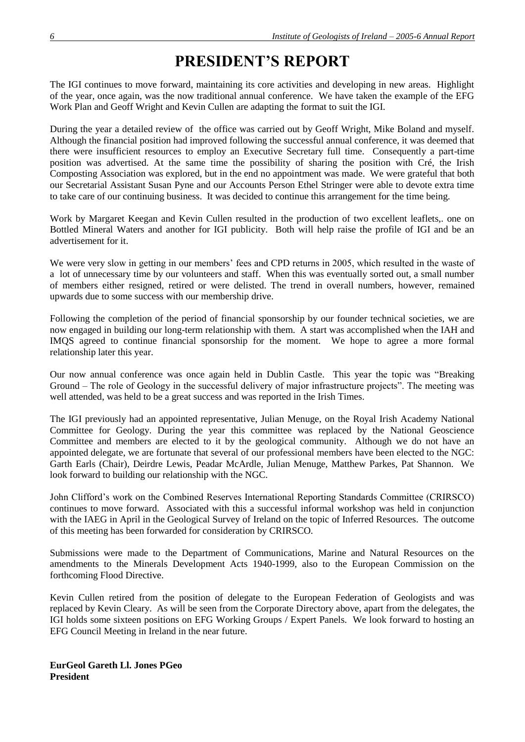# PRESIDENT'S REPORT

The IGI continues to move forward, maintaining its core activities and developing in new areas. Highlight of the year, once again, was the now traditional annual conference. We have taken the example of the EFG Work Plan and Geoff Wright and Kevin Cullen are adapting the format to suit the IGI.

During the year a detailed review of the office was carried out by Geoff Wright, Mike Boland and myself. Although the financial position had improved following the successful annual conference, it was deemed that there were insufficient resources to employ an Executive Secretary full time. Consequently a part-time position was advertised. At the same time the possibility of sharing the position with Cré, the Irish Composting Association was explored, but in the end no appointment was made. We were grateful that both our Secretarial Assistant Susan Pyne and our Accounts Person Ethel Stringer were able to devote extra time to take care of our continuing business. It was decided to continue this arrangement for the time being.

Work by Margaret Keegan and Kevin Cullen resulted in the production of two excellent leaflets,. one on Bottled Mineral Waters and another for IGI publicity. Both will help raise the profile of IGI and be an advertisement for it.

We were very slow in getting in our members' fees and CPD returns in 2005, which resulted in the waste of a lot of unnecessary time by our volunteers and staff. When this was eventually sorted out, a small number of members either resigned, retired or were delisted. The trend in overall numbers, however, remained upwards due to some success with our membership drive.

Following the completion of the period of financial sponsorship by our founder technical societies, we are now engaged in building our long-term relationship with them. A start was accomplished when the IAH and IMQS agreed to continue financial sponsorship for the moment. We hope to agree a more formal relationship later this year.

Our now annual conference was once again held in Dublin Castle. This year the topic was "Breaking Ground – The role of Geology in the successful delivery of major infrastructure projects". The meeting was well attended, was held to be a great success and was reported in the Irish Times.

The IGI previously had an appointed representative, Julian Menuge, on the Royal Irish Academy National Committee for Geology. During the year this committee was replaced by the National Geoscience Committee and members are elected to it by the geological community. Although we do not have an appointed delegate, we are fortunate that several of our professional members have been elected to the NGC: Garth Earls (Chair), Deirdre Lewis, Peadar McArdle, Julian Menuge, Matthew Parkes, Pat Shannon. We look forward to building our relationship with the NGC.

John Clifford's work on the Combined Reserves International Reporting Standards Committee (CRIRSCO) continues to move forward. Associated with this a successful informal workshop was held in conjunction with the IAEG in April in the Geological Survey of Ireland on the topic of Inferred Resources. The outcome of this meeting has been forwarded for consideration by CRIRSCO.

Submissions were made to the Department of Communications, Marine and Natural Resources on the amendments to the Minerals Development Acts 1940-1999, also to the European Commission on the forthcoming Flood Directive.

Kevin Cullen retired from the position of delegate to the European Federation of Geologists and was replaced by Kevin Cleary. As will be seen from the Corporate Directory above, apart from the delegates, the IGI holds some sixteen positions on EFG Working Groups / Expert Panels. We look forward to hosting an EFG Council Meeting in Ireland in the near future.

**EurGeol Gareth Ll. Jones PGeo**
**President**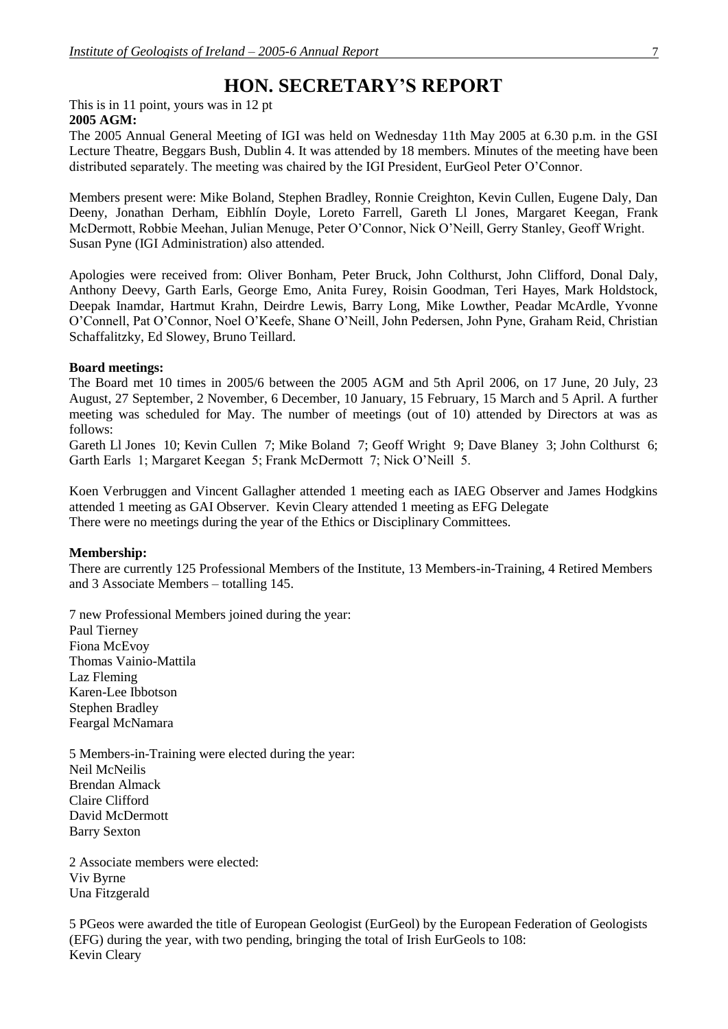# HON. SECRETARY'S REPORT

This is in 11 point, yours was in 12 pt

**2005 AGM:**

The 2005 Annual General Meeting of IGI was held on Wednesday 11th May 2005 at 6.30 p.m. in the GSI Lecture Theatre, Beggars Bush, Dublin 4. It was attended by 18 members. Minutes of the meeting have been distributed separately. The meeting was chaired by the IGI President, EurGeol Peter O'Connor.

Members present were: Mike Boland, Stephen Bradley, Ronnie Creighton, Kevin Cullen, Eugene Daly, Dan Deeny, Jonathan Derham, Eibhlín Doyle, Loreto Farrell, Gareth Ll Jones, Margaret Keegan, Frank McDermott, Robbie Meehan, Julian Menuge, Peter O'Connor, Nick O'Neill, Gerry Stanley, Geoff Wright. Susan Pyne (IGI Administration) also attended.

Apologies were received from: Oliver Bonham, Peter Bruck, John Colthurst, John Clifford, Donal Daly, Anthony Deevy, Garth Earls, George Emo, Anita Furey, Roisin Goodman, Teri Hayes, Mark Holdstock, Deepak Inamdar, Hartmut Krahn, Deirdre Lewis, Barry Long, Mike Lowther, Peadar McArdle, Yvonne O'Connell, Pat O'Connor, Noel O'Keefe, Shane O'Neill, John Pedersen, John Pyne, Graham Reid, Christian Schaffalitzky, Ed Slowey, Bruno Teillard.

**Board meetings:**

The Board met 10 times in 2005/6 between the 2005 AGM and 5th April 2006, on 17 June, 20 July, 23 August, 27 September, 2 November, 6 December, 10 January, 15 February, 15 March and 5 April. A further meeting was scheduled for May. The number of meetings (out of 10) attended by Directors at was as follows:

Gareth Ll Jones 10; Kevin Cullen 7; Mike Boland 7; Geoff Wright 9; Dave Blaney 3; John Colthurst 6; Garth Earls 1; Margaret Keegan 5; Frank McDermott 7; Nick O'Neill 5.

Koen Verbruggen and Vincent Gallagher attended 1 meeting each as IAEG Observer and James Hodgkins attended 1 meeting as GAI Observer. Kevin Cleary attended 1 meeting as EFG Delegate
There were no meetings during the year of the Ethics or Disciplinary Committees.

**Membership:**

There are currently 125 Professional Members of the Institute, 13 Members-in-Training, 4 Retired Members and 3 Associate Members – totalling 145.

7 new Professional Members joined during the year:
Paul Tierney
Fiona McEvoy
Thomas Vainio-Mattila
Laz Fleming
Karen-Lee Ibbotson
Stephen Bradley
Feargal McNamara

5 Members-in-Training were elected during the year:
Neil McNeilis
Brendan Almack
Claire Clifford
David McDermott
Barry Sexton

2 Associate members were elected:
Viv Byrne
Una Fitzgerald

5 PGeos were awarded the title of European Geologist (EurGeol) by the European Federation of Geologists (EFG) during the year, with two pending, bringing the total of Irish EurGeols to 108:
Kevin Cleary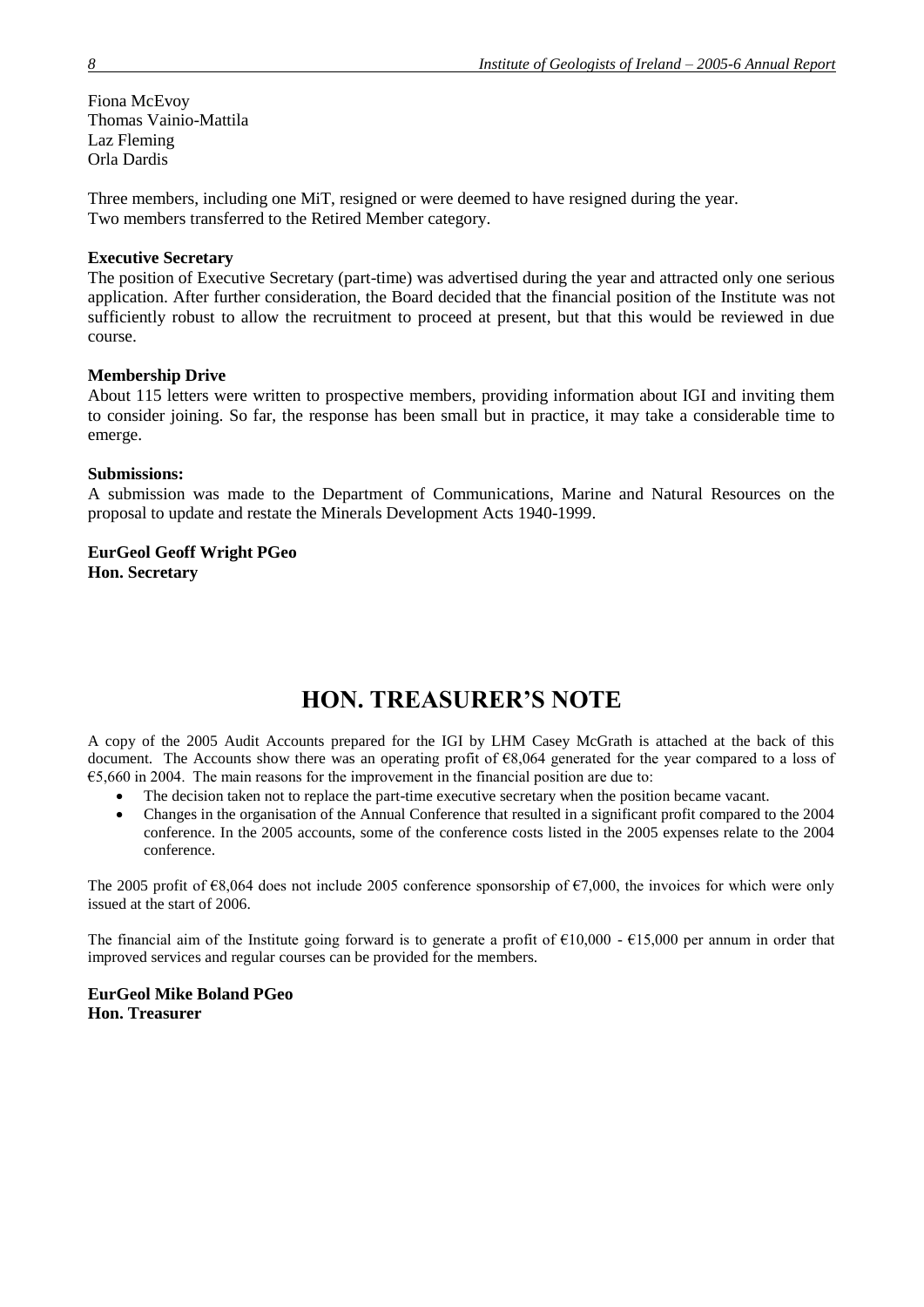Fiona McEvoy
Thomas Vainio-Mattila
Laz Fleming
Orla Dardis

Three members, including one MiT, resigned or were deemed to have resigned during the year.
Two members transferred to the Retired Member category.

**Executive Secretary**

The position of Executive Secretary (part-time) was advertised during the year and attracted only one serious application. After further consideration, the Board decided that the financial position of the Institute was not sufficiently robust to allow the recruitment to proceed at present, but that this would be reviewed in due course.

**Membership Drive**

About 115 letters were written to prospective members, providing information about IGI and inviting them to consider joining. So far, the response has been small but in practice, it may take a considerable time to emerge.

**Submissions:**

A submission was made to the Department of Communications, Marine and Natural Resources on the proposal to update and restate the Minerals Development Acts 1940-1999.

**EurGeol Geoff Wright PGeo**
**Hon. Secretary**

# HON. TREASURER'S NOTE

A copy of the 2005 Audit Accounts prepared for the IGI by LHM Casey McGrath is attached at the back of this document. The Accounts show there was an operating profit of €8,064 generated for the year compared to a loss of €5,660 in 2004. The main reasons for the improvement in the financial position are due to:

- The decision taken not to replace the part-time executive secretary when the position became vacant.
- Changes in the organisation of the Annual Conference that resulted in a significant profit compared to the 2004 conference. In the 2005 accounts, some of the conference costs listed in the 2005 expenses relate to the 2004 conference.

The 2005 profit of €8,064 does not include 2005 conference sponsorship of €7,000, the invoices for which were only issued at the start of 2006.

The financial aim of the Institute going forward is to generate a profit of €10,000 - €15,000 per annum in order that improved services and regular courses can be provided for the members.

**EurGeol Mike Boland PGeo**
**Hon. Treasurer**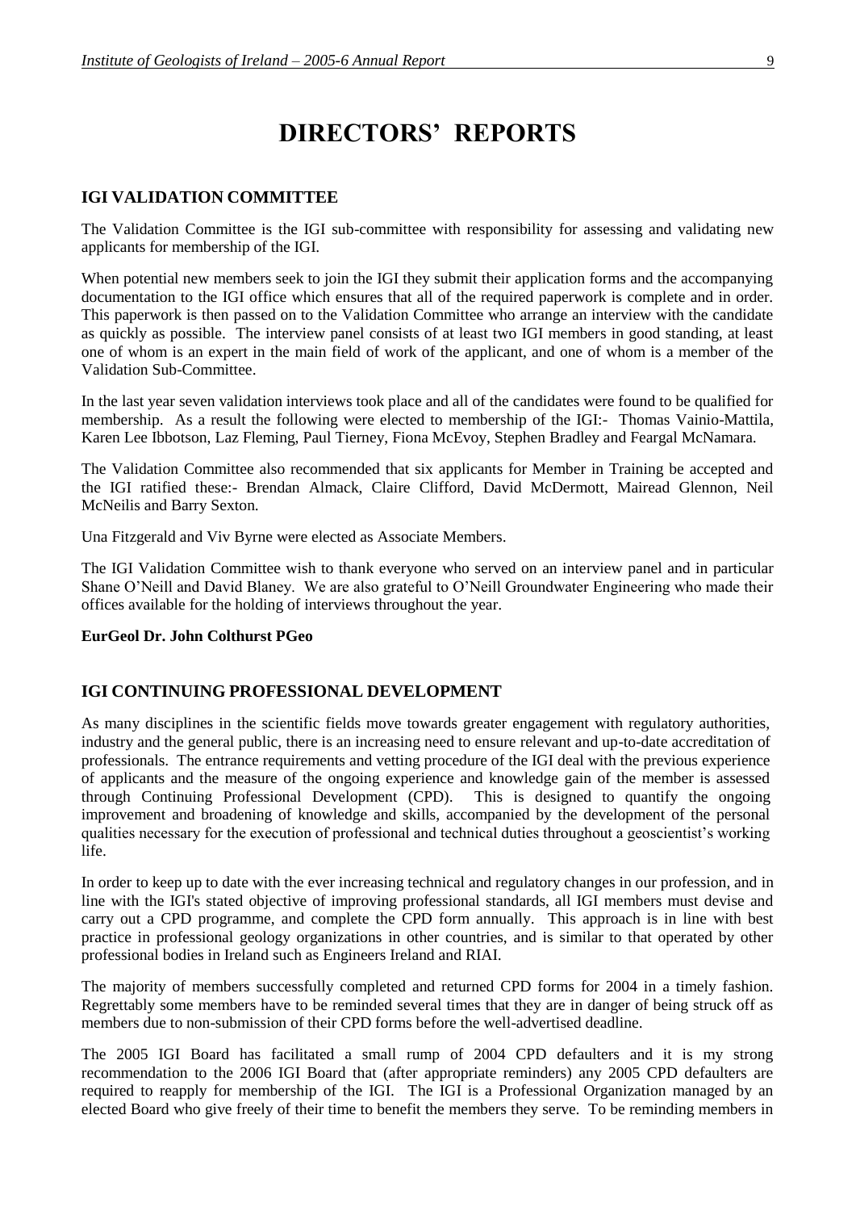# DIRECTORS' REPORTS

## IGI VALIDATION COMMITTEE

The Validation Committee is the IGI sub-committee with responsibility for assessing and validating new applicants for membership of the IGI.

When potential new members seek to join the IGI they submit their application forms and the accompanying documentation to the IGI office which ensures that all of the required paperwork is complete and in order. This paperwork is then passed on to the Validation Committee who arrange an interview with the candidate as quickly as possible. The interview panel consists of at least two IGI members in good standing, at least one of whom is an expert in the main field of work of the applicant, and one of whom is a member of the Validation Sub-Committee.

In the last year seven validation interviews took place and all of the candidates were found to be qualified for membership. As a result the following were elected to membership of the IGI:- Thomas Vainio-Mattila, Karen Lee Ibbotson, Laz Fleming, Paul Tierney, Fiona McEvoy, Stephen Bradley and Feargal McNamara.

The Validation Committee also recommended that six applicants for Member in Training be accepted and the IGI ratified these:- Brendan Almack, Claire Clifford, David McDermott, Mairead Glennon, Neil McNeilis and Barry Sexton.

Una Fitzgerald and Viv Byrne were elected as Associate Members.

The IGI Validation Committee wish to thank everyone who served on an interview panel and in particular Shane O'Neill and David Blaney. We are also grateful to O'Neill Groundwater Engineering who made their offices available for the holding of interviews throughout the year.

**EurGeol Dr. John Colthurst PGeo**

## IGI CONTINUING PROFESSIONAL DEVELOPMENT

As many disciplines in the scientific fields move towards greater engagement with regulatory authorities, industry and the general public, there is an increasing need to ensure relevant and up-to-date accreditation of professionals. The entrance requirements and vetting procedure of the IGI deal with the previous experience of applicants and the measure of the ongoing experience and knowledge gain of the member is assessed through Continuing Professional Development (CPD). This is designed to quantify the ongoing improvement and broadening of knowledge and skills, accompanied by the development of the personal qualities necessary for the execution of professional and technical duties throughout a geoscientist's working life.

In order to keep up to date with the ever increasing technical and regulatory changes in our profession, and in line with the IGI's stated objective of improving professional standards, all IGI members must devise and carry out a CPD programme, and complete the CPD form annually. This approach is in line with best practice in professional geology organizations in other countries, and is similar to that operated by other professional bodies in Ireland such as Engineers Ireland and RIAI.

The majority of members successfully completed and returned CPD forms for 2004 in a timely fashion. Regrettably some members have to be reminded several times that they are in danger of being struck off as members due to non-submission of their CPD forms before the well-advertised deadline.

The 2005 IGI Board has facilitated a small rump of 2004 CPD defaulters and it is my strong recommendation to the 2006 IGI Board that (after appropriate reminders) any 2005 CPD defaulters are required to reapply for membership of the IGI. The IGI is a Professional Organization managed by an elected Board who give freely of their time to benefit the members they serve. To be reminding members in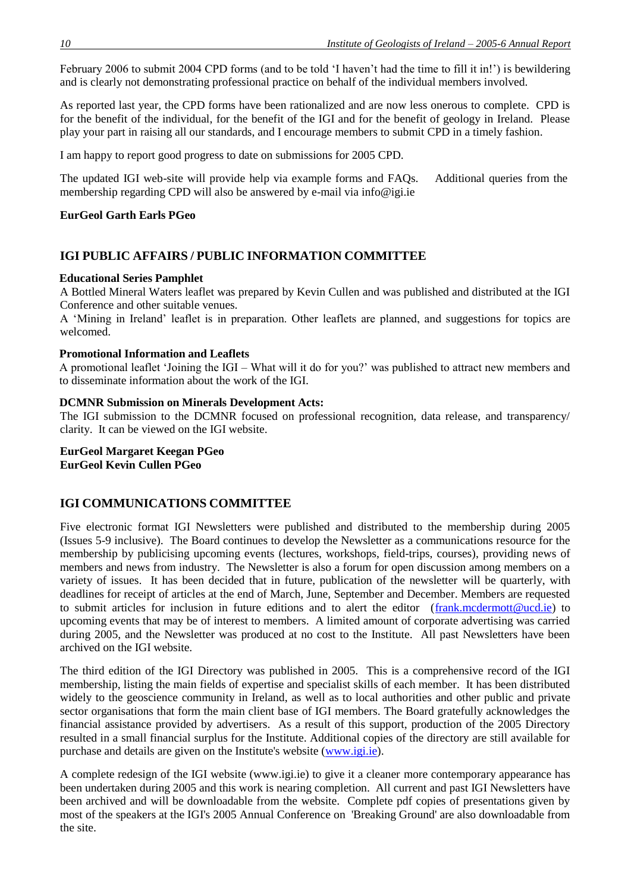February 2006 to submit 2004 CPD forms (and to be told 'I haven't had the time to fill it in!') is bewildering and is clearly not demonstrating professional practice on behalf of the individual members involved.

As reported last year, the CPD forms have been rationalized and are now less onerous to complete. CPD is for the benefit of the individual, for the benefit of the IGI and for the benefit of geology in Ireland. Please play your part in raising all our standards, and I encourage members to submit CPD in a timely fashion.

I am happy to report good progress to date on submissions for 2005 CPD.

The updated IGI web-site will provide help via example forms and FAQs. Additional queries from the membership regarding CPD will also be answered by e-mail via info@igi.ie

**EurGeol Garth Earls PGeo**

## IGI PUBLIC AFFAIRS / PUBLIC INFORMATION COMMITTEE

**Educational Series Pamphlet**

A Bottled Mineral Waters leaflet was prepared by Kevin Cullen and was published and distributed at the IGI Conference and other suitable venues.

A 'Mining in Ireland' leaflet is in preparation. Other leaflets are planned, and suggestions for topics are welcomed.

**Promotional Information and Leaflets**

A promotional leaflet 'Joining the IGI – What will it do for you?' was published to attract new members and to disseminate information about the work of the IGI.

**DCMNR Submission on Minerals Development Acts:**

The IGI submission to the DCMNR focused on professional recognition, data release, and transparency/ clarity. It can be viewed on the IGI website.

**EurGeol Margaret Keegan PGeo**
**EurGeol Kevin Cullen PGeo**

## IGI COMMUNICATIONS COMMITTEE

Five electronic format IGI Newsletters were published and distributed to the membership during 2005 (Issues 5-9 inclusive). The Board continues to develop the Newsletter as a communications resource for the membership by publicising upcoming events (lectures, workshops, field-trips, courses), providing news of members and news from industry. The Newsletter is also a forum for open discussion among members on a variety of issues. It has been decided that in future, publication of the newsletter will be quarterly, with deadlines for receipt of articles at the end of March, June, September and December. Members are requested to submit articles for inclusion in future editions and to alert the editor (frank.mcdermott@ucd.ie) to upcoming events that may be of interest to members. A limited amount of corporate advertising was carried during 2005, and the Newsletter was produced at no cost to the Institute. All past Newsletters have been archived on the IGI website.

The third edition of the IGI Directory was published in 2005. This is a comprehensive record of the IGI membership, listing the main fields of expertise and specialist skills of each member. It has been distributed widely to the geoscience community in Ireland, as well as to local authorities and other public and private sector organisations that form the main client base of IGI members. The Board gratefully acknowledges the financial assistance provided by advertisers. As a result of this support, production of the 2005 Directory resulted in a small financial surplus for the Institute. Additional copies of the directory are still available for purchase and details are given on the Institute's website (www.igi.ie).

A complete redesign of the IGI website (www.igi.ie) to give it a cleaner more contemporary appearance has been undertaken during 2005 and this work is nearing completion. All current and past IGI Newsletters have been archived and will be downloadable from the website. Complete pdf copies of presentations given by most of the speakers at the IGI's 2005 Annual Conference on 'Breaking Ground' are also downloadable from the site.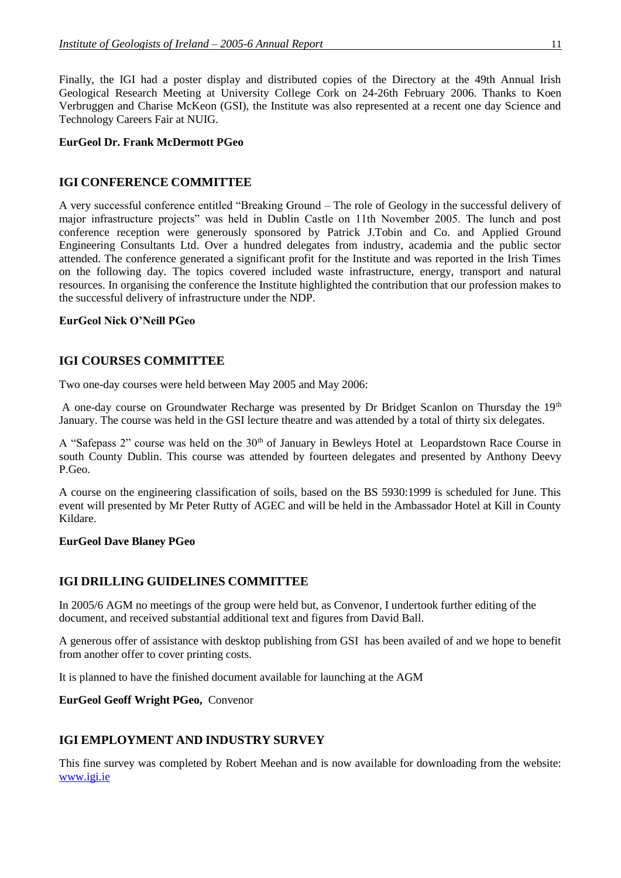Finally, the IGI had a poster display and distributed copies of the Directory at the 49th Annual Irish Geological Research Meeting at University College Cork on 24-26th February 2006. Thanks to Koen Verbruggen and Charise McKeon (GSI), the Institute was also represented at a recent one day Science and Technology Careers Fair at NUIG.

**EurGeol Dr. Frank McDermott PGeo**

## IGI CONFERENCE COMMITTEE

A very successful conference entitled "Breaking Ground – The role of Geology in the successful delivery of major infrastructure projects" was held in Dublin Castle on 11th November 2005. The lunch and post conference reception were generously sponsored by Patrick J.Tobin and Co. and Applied Ground Engineering Consultants Ltd. Over a hundred delegates from industry, academia and the public sector attended. The conference generated a significant profit for the Institute and was reported in the Irish Times on the following day. The topics covered included waste infrastructure, energy, transport and natural resources. In organising the conference the Institute highlighted the contribution that our profession makes to the successful delivery of infrastructure under the NDP.

**EurGeol Nick O'Neill PGeo**

## IGI COURSES COMMITTEE

Two one-day courses were held between May 2005 and May 2006:

A one-day course on Groundwater Recharge was presented by Dr Bridget Scanlon on Thursday the 19th January. The course was held in the GSI lecture theatre and was attended by a total of thirty six delegates.

A "Safepass 2" course was held on the 30th of January in Bewleys Hotel at Leopardstown Race Course in south County Dublin. This course was attended by fourteen delegates and presented by Anthony Deevy P.Geo.

A course on the engineering classification of soils, based on the BS 5930:1999 is scheduled for June. This event will presented by Mr Peter Rutty of AGEC and will be held in the Ambassador Hotel at Kill in County Kildare.

**EurGeol Dave Blaney PGeo**

## IGI DRILLING GUIDELINES COMMITTEE

In 2005/6 AGM no meetings of the group were held but, as Convenor, I undertook further editing of the document, and received substantial additional text and figures from David Ball.

A generous offer of assistance with desktop publishing from GSI has been availed of and we hope to benefit from another offer to cover printing costs.

It is planned to have the finished document available for launching at the AGM

**EurGeol Geoff Wright PGeo,** Convenor

## IGI EMPLOYMENT AND INDUSTRY SURVEY

This fine survey was completed by Robert Meehan and is now available for downloading from the website: [www.igi.ie](www.igi.ie)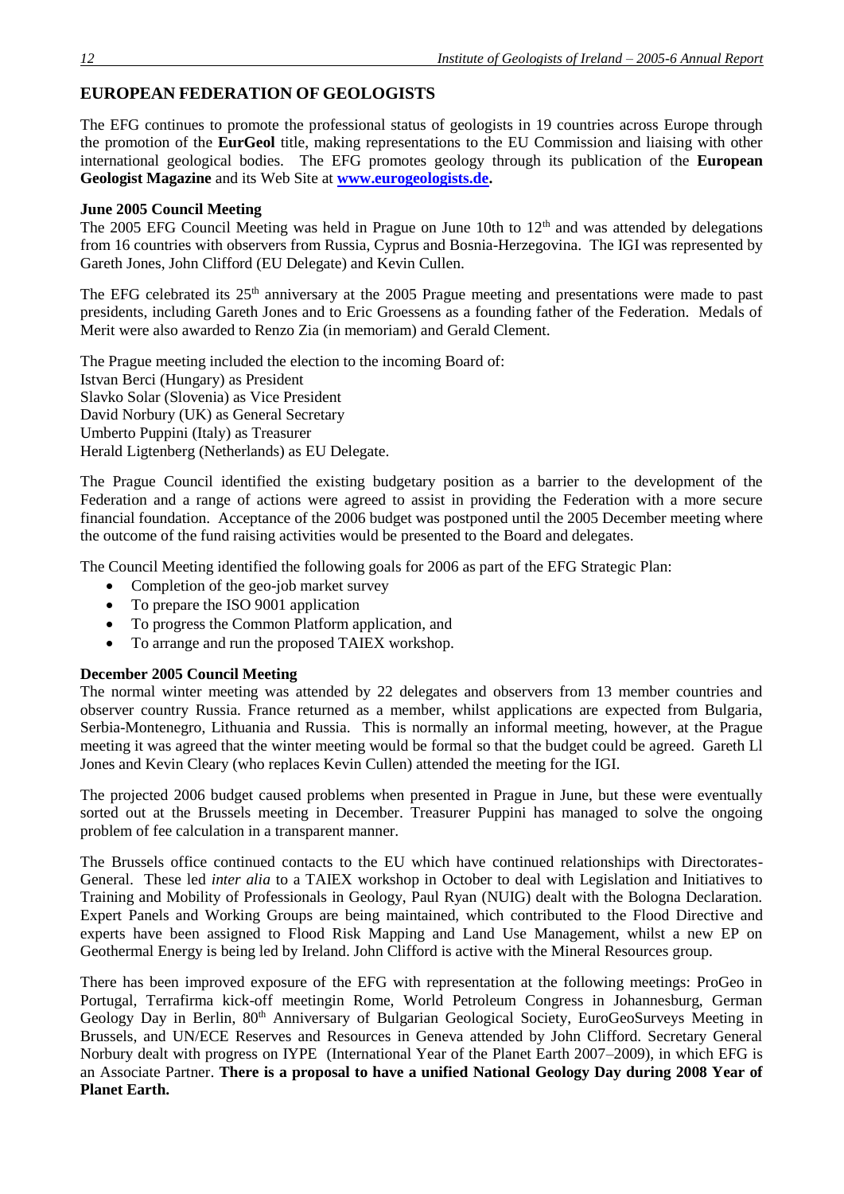## EUROPEAN FEDERATION OF GEOLOGISTS

The EFG continues to promote the professional status of geologists in 19 countries across Europe through the promotion of the **EurGeol** title, making representations to the EU Commission and liaising with other international geological bodies. The EFG promotes geology through its publication of the **European Geologist Magazine** and its Web Site at **[www.eurogeologists.de](http://www.eurogeologists.de).**

### June 2005 Council Meeting

The 2005 EFG Council Meeting was held in Prague on June 10th to 12th and was attended by delegations from 16 countries with observers from Russia, Cyprus and Bosnia-Herzegovina. The IGI was represented by Gareth Jones, John Clifford (EU Delegate) and Kevin Cullen.

The EFG celebrated its 25th anniversary at the 2005 Prague meeting and presentations were made to past presidents, including Gareth Jones and to Eric Groessens as a founding father of the Federation. Medals of Merit were also awarded to Renzo Zia (in memoriam) and Gerald Clement.

The Prague meeting included the election to the incoming Board of:
Istvan Berci (Hungary) as President
Slavko Solar (Slovenia) as Vice President
David Norbury (UK) as General Secretary
Umberto Puppini (Italy) as Treasurer
Herald Ligtenberg (Netherlands) as EU Delegate.

The Prague Council identified the existing budgetary position as a barrier to the development of the Federation and a range of actions were agreed to assist in providing the Federation with a more secure financial foundation. Acceptance of the 2006 budget was postponed until the 2005 December meeting where the outcome of the fund raising activities would be presented to the Board and delegates.

The Council Meeting identified the following goals for 2006 as part of the EFG Strategic Plan:

- Completion of the geo-job market survey
- To prepare the ISO 9001 application
- To progress the Common Platform application, and
- To arrange and run the proposed TAIEX workshop.

### December 2005 Council Meeting

The normal winter meeting was attended by 22 delegates and observers from 13 member countries and observer country Russia. France returned as a member, whilst applications are expected from Bulgaria, Serbia-Montenegro, Lithuania and Russia. This is normally an informal meeting, however, at the Prague meeting it was agreed that the winter meeting would be formal so that the budget could be agreed. Gareth Ll Jones and Kevin Cleary (who replaces Kevin Cullen) attended the meeting for the IGI.

The projected 2006 budget caused problems when presented in Prague in June, but these were eventually sorted out at the Brussels meeting in December. Treasurer Puppini has managed to solve the ongoing problem of fee calculation in a transparent manner.

The Brussels office continued contacts to the EU which have continued relationships with Directorates-General. These led *inter alia* to a TAIEX workshop in October to deal with Legislation and Initiatives to Training and Mobility of Professionals in Geology, Paul Ryan (NUIG) dealt with the Bologna Declaration. Expert Panels and Working Groups are being maintained, which contributed to the Flood Directive and experts have been assigned to Flood Risk Mapping and Land Use Management, whilst a new EP on Geothermal Energy is being led by Ireland. John Clifford is active with the Mineral Resources group.

There has been improved exposure of the EFG with representation at the following meetings: ProGeo in Portugal, Terrafirma kick-off meetingin Rome, World Petroleum Congress in Johannesburg, German Geology Day in Berlin, 80th Anniversary of Bulgarian Geological Society, EuroGeoSurveys Meeting in Brussels, and UN/ECE Reserves and Resources in Geneva attended by John Clifford. Secretary General Norbury dealt with progress on IYPE (International Year of the Planet Earth 2007–2009), in which EFG is an Associate Partner. **There is a proposal to have a unified National Geology Day during 2008 Year of Planet Earth.**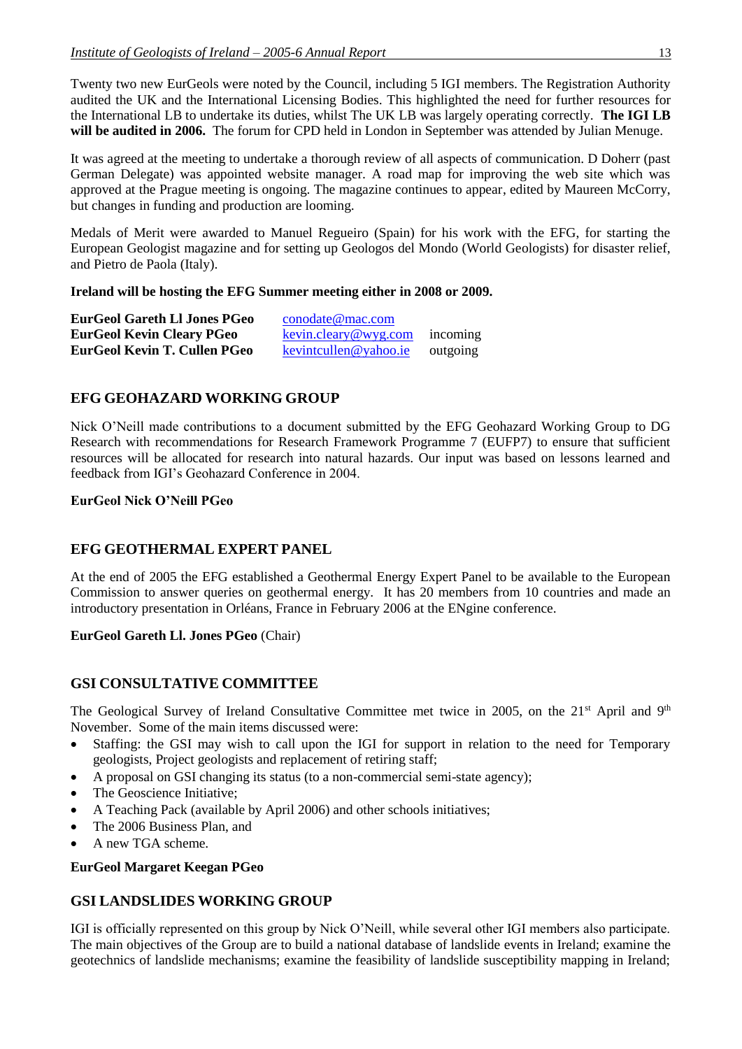Twenty two new EurGeols were noted by the Council, including 5 IGI members. The Registration Authority audited the UK and the International Licensing Bodies. This highlighted the need for further resources for the International LB to undertake its duties, whilst The UK LB was largely operating correctly. **The IGI LB will be audited in 2006.** The forum for CPD held in London in September was attended by Julian Menuge.

It was agreed at the meeting to undertake a thorough review of all aspects of communication. D Doherr (past German Delegate) was appointed website manager. A road map for improving the web site which was approved at the Prague meeting is ongoing. The magazine continues to appear, edited by Maureen McCorry, but changes in funding and production are looming.

Medals of Merit were awarded to Manuel Regueiro (Spain) for his work with the EFG, for starting the European Geologist magazine and for setting up Geologos del Mondo (World Geologists) for disaster relief, and Pietro de Paola (Italy).

**Ireland will be hosting the EFG Summer meeting either in 2008 or 2009.**

| | | |
|---|---|---|
| **EurGeol Gareth Ll Jones PGeo** | conodate@mac.com | |
| **EurGeol Kevin Cleary PGeo** | kevin.cleary@wyg.com | incoming |
| **EurGeol Kevin T. Cullen PGeo** | kevintcullen@yahoo.ie | outgoing |

## EFG GEOHAZARD WORKING GROUP

Nick O'Neill made contributions to a document submitted by the EFG Geohazard Working Group to DG Research with recommendations for Research Framework Programme 7 (EUFP7) to ensure that sufficient resources will be allocated for research into natural hazards. Our input was based on lessons learned and feedback from IGI's Geohazard Conference in 2004.

**EurGeol Nick O'Neill PGeo**

## EFG GEOTHERMAL EXPERT PANEL

At the end of 2005 the EFG established a Geothermal Energy Expert Panel to be available to the European Commission to answer queries on geothermal energy. It has 20 members from 10 countries and made an introductory presentation in Orléans, France in February 2006 at the ENgine conference.

**EurGeol Gareth Ll. Jones PGeo** (Chair)

## GSI CONSULTATIVE COMMITTEE

The Geological Survey of Ireland Consultative Committee met twice in 2005, on the 21st April and 9th November. Some of the main items discussed were:

- Staffing: the GSI may wish to call upon the IGI for support in relation to the need for Temporary geologists, Project geologists and replacement of retiring staff;
- A proposal on GSI changing its status (to a non-commercial semi-state agency);
- The Geoscience Initiative;
- A Teaching Pack (available by April 2006) and other schools initiatives;
- The 2006 Business Plan, and
- A new TGA scheme.

**EurGeol Margaret Keegan PGeo**

## GSI LANDSLIDES WORKING GROUP

IGI is officially represented on this group by Nick O'Neill, while several other IGI members also participate. The main objectives of the Group are to build a national database of landslide events in Ireland; examine the geotechnics of landslide mechanisms; examine the feasibility of landslide susceptibility mapping in Ireland;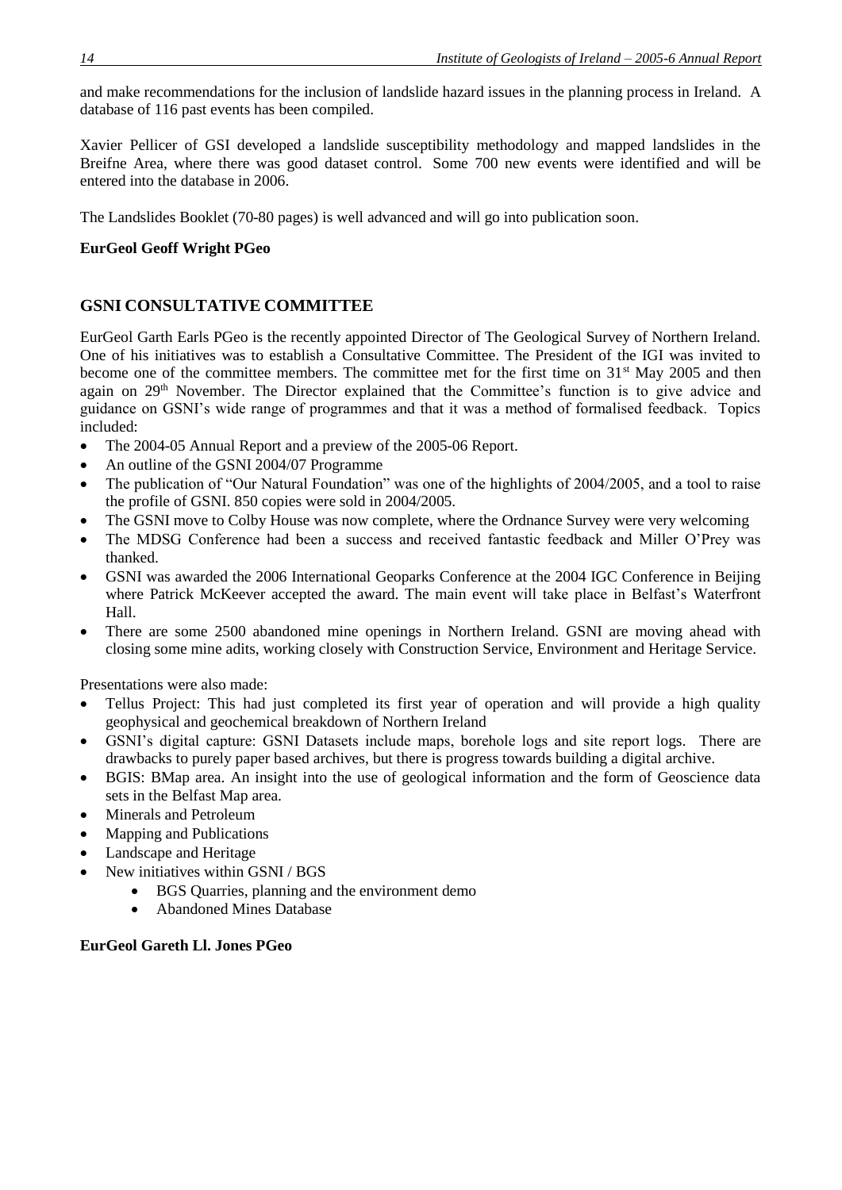and make recommendations for the inclusion of landslide hazard issues in the planning process in Ireland. A database of 116 past events has been compiled.

Xavier Pellicer of GSI developed a landslide susceptibility methodology and mapped landslides in the Breifne Area, where there was good dataset control. Some 700 new events were identified and will be entered into the database in 2006.

The Landslides Booklet (70-80 pages) is well advanced and will go into publication soon.

**EurGeol Geoff Wright PGeo**

## GSNI CONSULTATIVE COMMITTEE

EurGeol Garth Earls PGeo is the recently appointed Director of The Geological Survey of Northern Ireland. One of his initiatives was to establish a Consultative Committee. The President of the IGI was invited to become one of the committee members. The committee met for the first time on 31st May 2005 and then again on 29th November. The Director explained that the Committee's function is to give advice and guidance on GSNI's wide range of programmes and that it was a method of formalised feedback. Topics included:

- The 2004-05 Annual Report and a preview of the 2005-06 Report.
- An outline of the GSNI 2004/07 Programme
- The publication of "Our Natural Foundation" was one of the highlights of 2004/2005, and a tool to raise the profile of GSNI. 850 copies were sold in 2004/2005.
- The GSNI move to Colby House was now complete, where the Ordnance Survey were very welcoming
- The MDSG Conference had been a success and received fantastic feedback and Miller O'Prey was thanked.
- GSNI was awarded the 2006 International Geoparks Conference at the 2004 IGC Conference in Beijing where Patrick McKeever accepted the award. The main event will take place in Belfast's Waterfront Hall.
- There are some 2500 abandoned mine openings in Northern Ireland. GSNI are moving ahead with closing some mine adits, working closely with Construction Service, Environment and Heritage Service.

Presentations were also made:

- Tellus Project: This had just completed its first year of operation and will provide a high quality geophysical and geochemical breakdown of Northern Ireland
- GSNI's digital capture: GSNI Datasets include maps, borehole logs and site report logs. There are drawbacks to purely paper based archives, but there is progress towards building a digital archive.
- BGIS: BMap area. An insight into the use of geological information and the form of Geoscience data sets in the Belfast Map area.
- Minerals and Petroleum
- Mapping and Publications
- Landscape and Heritage
- New initiatives within GSNI / BGS
  - BGS Quarries, planning and the environment demo
  - Abandoned Mines Database

**EurGeol Gareth Ll. Jones PGeo**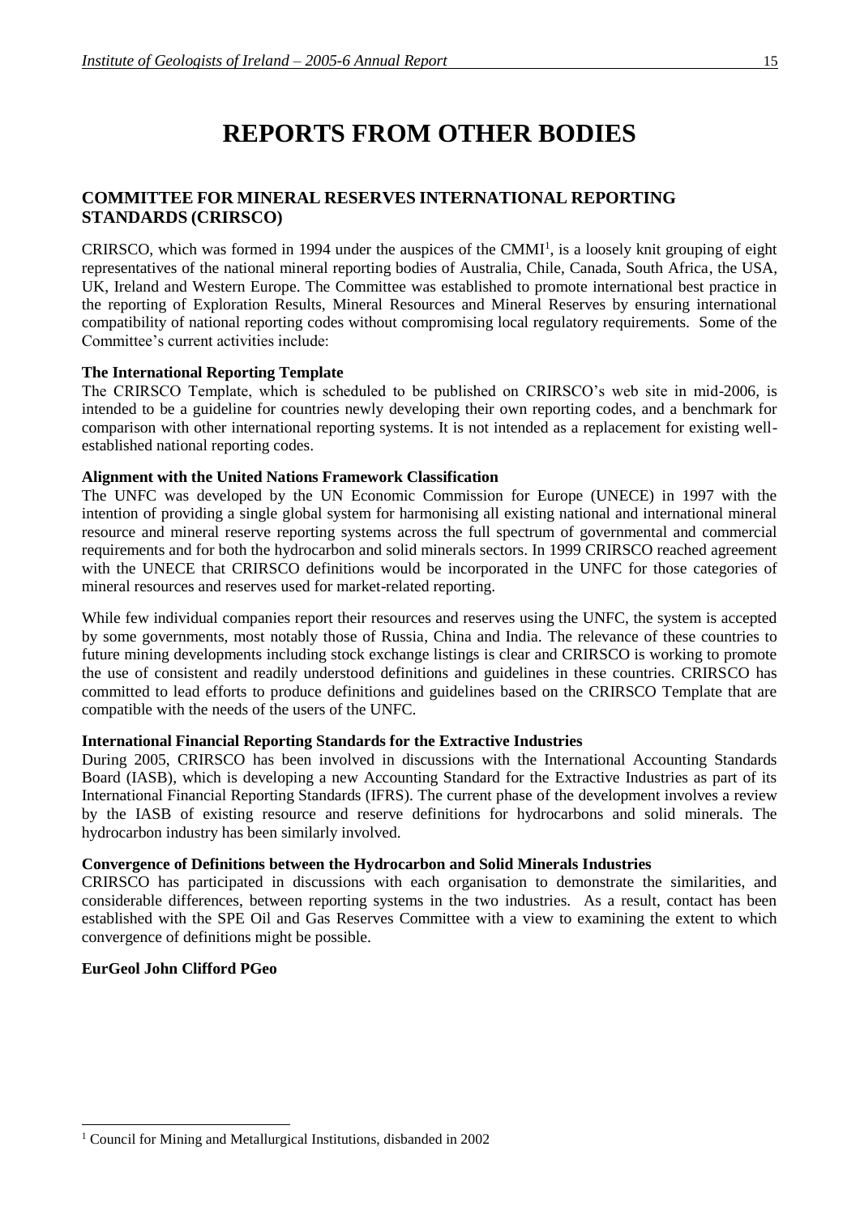# REPORTS FROM OTHER BODIES

## COMMITTEE FOR MINERAL RESERVES INTERNATIONAL REPORTING STANDARDS (CRIRSCO)

CRIRSCO, which was formed in 1994 under the auspices of the CMMI[1], is a loosely knit grouping of eight representatives of the national mineral reporting bodies of Australia, Chile, Canada, South Africa, the USA, UK, Ireland and Western Europe. The Committee was established to promote international best practice in the reporting of Exploration Results, Mineral Resources and Mineral Reserves by ensuring international compatibility of national reporting codes without compromising local regulatory requirements. Some of the Committee's current activities include:

**The International Reporting Template**

The CRIRSCO Template, which is scheduled to be published on CRIRSCO's web site in mid-2006, is intended to be a guideline for countries newly developing their own reporting codes, and a benchmark for comparison with other international reporting systems. It is not intended as a replacement for existing well-established national reporting codes.

**Alignment with the United Nations Framework Classification**

The UNFC was developed by the UN Economic Commission for Europe (UNECE) in 1997 with the intention of providing a single global system for harmonising all existing national and international mineral resource and mineral reserve reporting systems across the full spectrum of governmental and commercial requirements and for both the hydrocarbon and solid minerals sectors. In 1999 CRIRSCO reached agreement with the UNECE that CRIRSCO definitions would be incorporated in the UNFC for those categories of mineral resources and reserves used for market-related reporting.

While few individual companies report their resources and reserves using the UNFC, the system is accepted by some governments, most notably those of Russia, China and India. The relevance of these countries to future mining developments including stock exchange listings is clear and CRIRSCO is working to promote the use of consistent and readily understood definitions and guidelines in these countries. CRIRSCO has committed to lead efforts to produce definitions and guidelines based on the CRIRSCO Template that are compatible with the needs of the users of the UNFC.

**International Financial Reporting Standards for the Extractive Industries**

During 2005, CRIRSCO has been involved in discussions with the International Accounting Standards Board (IASB), which is developing a new Accounting Standard for the Extractive Industries as part of its International Financial Reporting Standards (IFRS). The current phase of the development involves a review by the IASB of existing resource and reserve definitions for hydrocarbons and solid minerals. The hydrocarbon industry has been similarly involved.

**Convergence of Definitions between the Hydrocarbon and Solid Minerals Industries**

CRIRSCO has participated in discussions with each organisation to demonstrate the similarities, and considerable differences, between reporting systems in the two industries. As a result, contact has been established with the SPE Oil and Gas Reserves Committee with a view to examining the extent to which convergence of definitions might be possible.

**EurGeol John Clifford PGeo**

---

[1] Council for Mining and Metallurgical Institutions, disbanded in 2002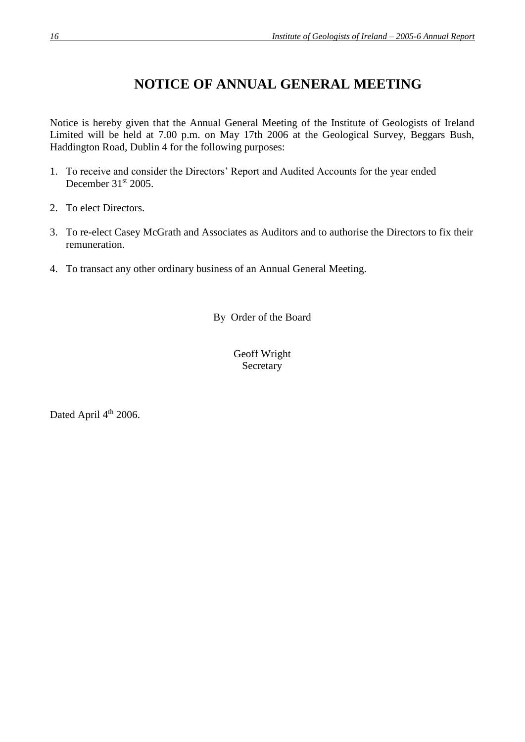# NOTICE OF ANNUAL GENERAL MEETING

Notice is hereby given that the Annual General Meeting of the Institute of Geologists of Ireland Limited will be held at 7.00 p.m. on May 17th 2006 at the Geological Survey, Beggars Bush, Haddington Road, Dublin 4 for the following purposes:

1. To receive and consider the Directors' Report and Audited Accounts for the year ended December 31st 2005.

2. To elect Directors.

3. To re-elect Casey McGrath and Associates as Auditors and to authorise the Directors to fix their remuneration.

4. To transact any other ordinary business of an Annual General Meeting.

By Order of the Board

Geoff Wright
Secretary

Dated April 4th 2006.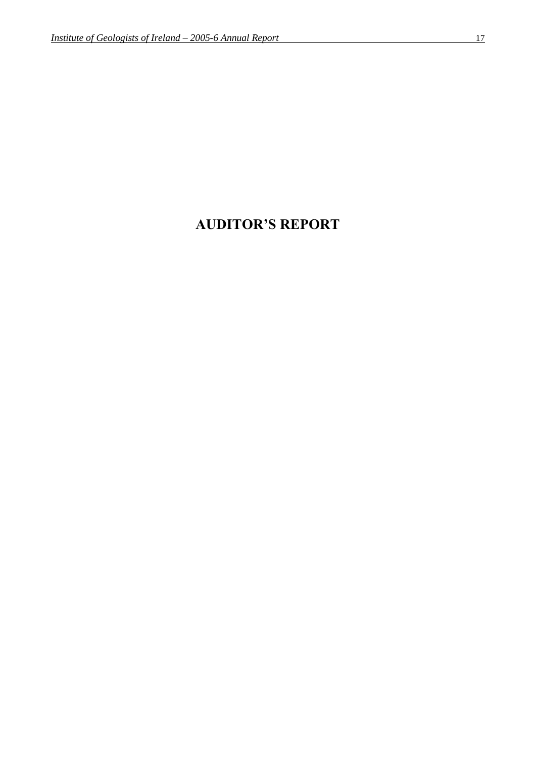# AUDITOR'S REPORT